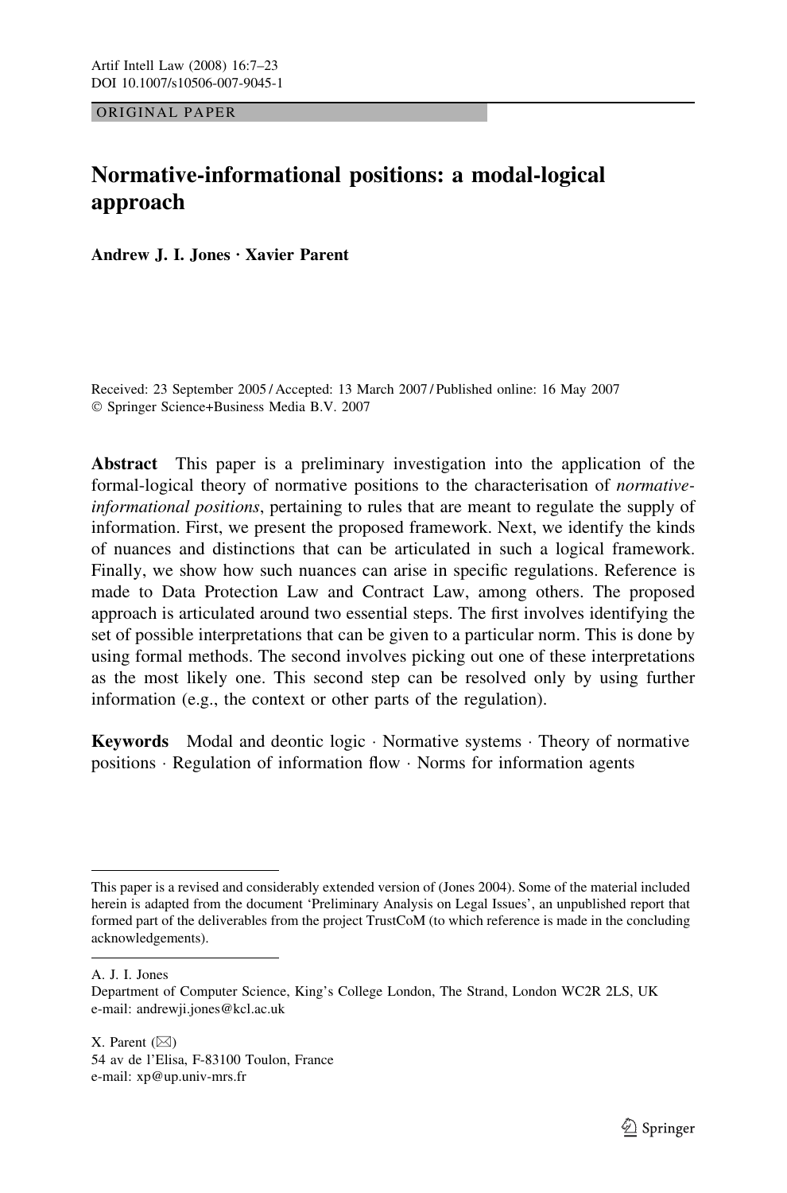ORIGINAL PAPER

# Normative-informational positions: a modal-logical approach

**Andrew J. I. Jones · Xavier Parent**

Received: 23 September 2005 / Accepted: 13 March 2007 / Published online: 16 May 2007
© Springer Science+Business Media B.V. 2007

**Abstract** This paper is a preliminary investigation into the application of the formal-logical theory of normative positions to the characterisation of *normative-informational positions*, pertaining to rules that are meant to regulate the supply of information. First, we present the proposed framework. Next, we identify the kinds of nuances and distinctions that can be articulated in such a logical framework. Finally, we show how such nuances can arise in specific regulations. Reference is made to Data Protection Law and Contract Law, among others. The proposed approach is articulated around two essential steps. The first involves identifying the set of possible interpretations that can be given to a particular norm. This is done by using formal methods. The second involves picking out one of these interpretations as the most likely one. This second step can be resolved only by using further information (e.g., the context or other parts of the regulation).

**Keywords** Modal and deontic logic · Normative systems · Theory of normative positions · Regulation of information flow · Norms for information agents

---

This paper is a revised and considerably extended version of (Jones 2004). Some of the material included herein is adapted from the document 'Preliminary Analysis on Legal Issues', an unpublished report that formed part of the deliverables from the project TrustCoM (to which reference is made in the concluding acknowledgements).

---

A. J. I. Jones
Department of Computer Science, King's College London, The Strand, London WC2R 2LS, UK
e-mail: andrewji.jones@kcl.ac.uk

X. Parent (✉)
54 av de l'Elisa, F-83100 Toulon, France
e-mail: xp@up.univ-mrs.fr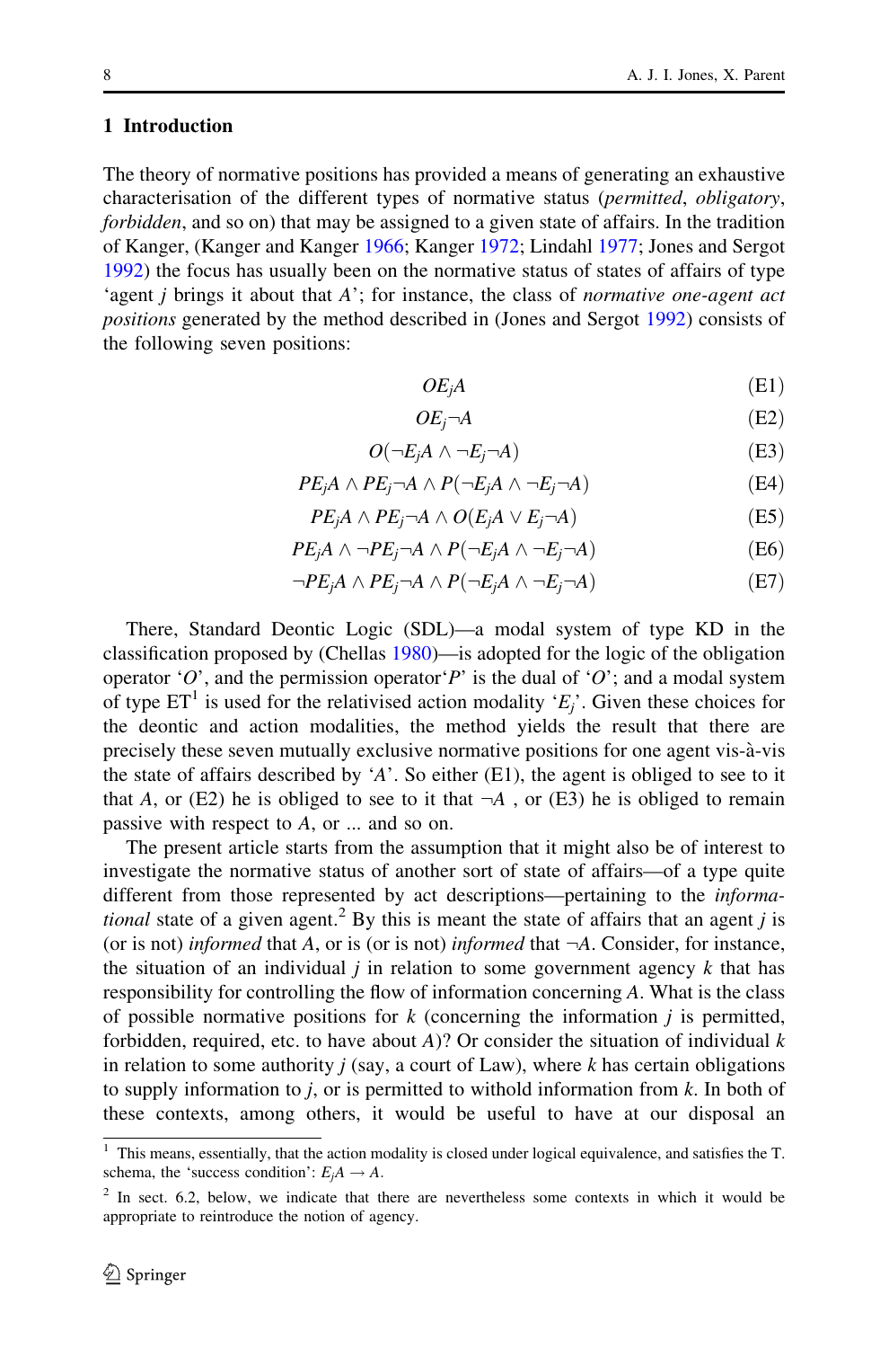## 1 Introduction

The theory of normative positions has provided a means of generating an exhaustive characterisation of the different types of normative status (*permitted*, *obligatory*, *forbidden*, and so on) that may be assigned to a given state of affairs. In the tradition of Kanger, (Kanger and Kanger 1966; Kanger 1972; Lindahl 1977; Jones and Sergot 1992) the focus has usually been on the normative status of states of affairs of type 'agent $j$ brings it about that $A$'; for instance, the class of *normative one-agent act positions* generated by the method described in (Jones and Sergot 1992) consists of the following seven positions:

$$OE_jA \tag{E1}$$

$$OE_j\neg A \tag{E2}$$

$$O(\neg E_jA \wedge \neg E_j\neg A) \tag{E3}$$

$$PE_jA \wedge PE_j\neg A \wedge P(\neg E_jA \wedge \neg E_j\neg A) \tag{E4}$$

$$PE_jA \wedge PE_j\neg A \wedge O(E_jA \vee E_j\neg A) \tag{E5}$$

$$PE_jA \wedge \neg PE_j\neg A \wedge P(\neg E_jA \wedge \neg E_j\neg A) \tag{E6}$$

$$\neg PE_jA \wedge PE_j\neg A \wedge P(\neg E_jA \wedge \neg E_j\neg A) \tag{E7}$$

There, Standard Deontic Logic (SDL)—a modal system of type KD in the classification proposed by (Chellas 1980)—is adopted for the logic of the obligation operator '$O$', and the permission operator'$P$' is the dual of '$O$'; and a modal system of type ET[1] is used for the relativised action modality '$E_j$'. Given these choices for the deontic and action modalities, the method yields the result that there are precisely these seven mutually exclusive normative positions for one agent vis-à-vis the state of affairs described by '$A$'. So either (E1), the agent is obliged to see to it that $A$, or (E2) he is obliged to see to it that $\neg A$ , or (E3) he is obliged to remain passive with respect to $A$, or ... and so on.

The present article starts from the assumption that it might also be of interest to investigate the normative status of another sort of state of affairs—of a type quite different from those represented by act descriptions—pertaining to the *informational* state of a given agent.[2] By this is meant the state of affairs that an agent $j$ is (or is not) *informed* that $A$, or is (or is not) *informed* that $\neg A$. Consider, for instance, the situation of an individual $j$ in relation to some government agency $k$ that has responsibility for controlling the flow of information concerning $A$. What is the class of possible normative positions for $k$ (concerning the information $j$ is permitted, forbidden, required, etc. to have about $A$)? Or consider the situation of individual $k$ in relation to some authority $j$ (say, a court of Law), where $k$ has certain obligations to supply information to $j$, or is permitted to withold information from $k$. In both of these contexts, among others, it would be useful to have at our disposal an

---

[1] This means, essentially, that the action modality is closed under logical equivalence, and satisfies the T. schema, the 'success condition': $E_jA \rightarrow A$.

[2] In sect. 6.2, below, we indicate that there are nevertheless some contexts in which it would be appropriate to reintroduce the notion of agency.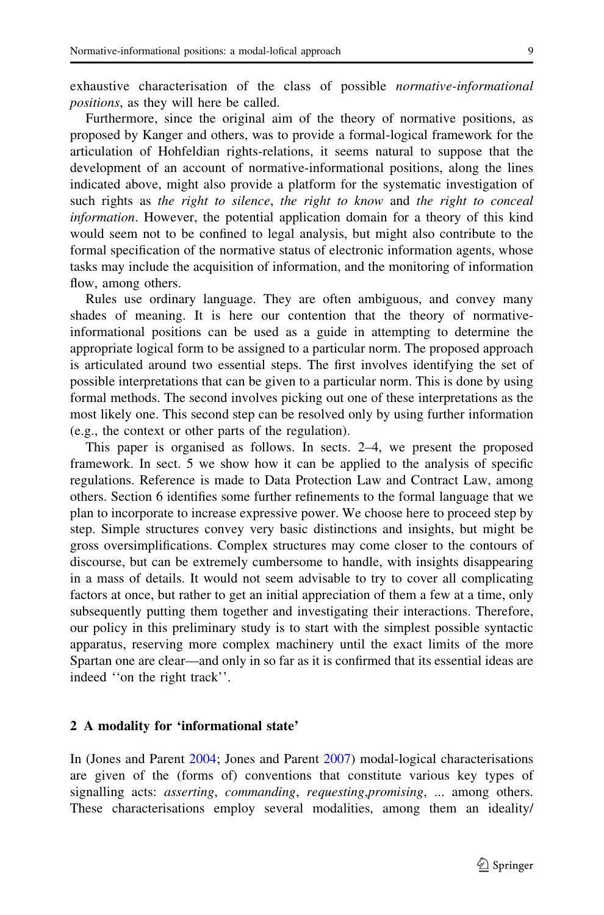exhaustive characterisation of the class of possible *normative-informational positions*, as they will here be called.

Furthermore, since the original aim of the theory of normative positions, as proposed by Kanger and others, was to provide a formal-logical framework for the articulation of Hohfeldian rights-relations, it seems natural to suppose that the development of an account of normative-informational positions, along the lines indicated above, might also provide a platform for the systematic investigation of such rights as *the right to silence*, *the right to know* and *the right to conceal information*. However, the potential application domain for a theory of this kind would seem not to be confined to legal analysis, but might also contribute to the formal specification of the normative status of electronic information agents, whose tasks may include the acquisition of information, and the monitoring of information flow, among others.

Rules use ordinary language. They are often ambiguous, and convey many shades of meaning. It is here our contention that the theory of normative-informational positions can be used as a guide in attempting to determine the appropriate logical form to be assigned to a particular norm. The proposed approach is articulated around two essential steps. The first involves identifying the set of possible interpretations that can be given to a particular norm. This is done by using formal methods. The second involves picking out one of these interpretations as the most likely one. This second step can be resolved only by using further information (e.g., the context or other parts of the regulation).

This paper is organised as follows. In sects. 2–4, we present the proposed framework. In sect. 5 we show how it can be applied to the analysis of specific regulations. Reference is made to Data Protection Law and Contract Law, among others. Section 6 identifies some further refinements to the formal language that we plan to incorporate to increase expressive power. We choose here to proceed step by step. Simple structures convey very basic distinctions and insights, but might be gross oversimplifications. Complex structures may come closer to the contours of discourse, but can be extremely cumbersome to handle, with insights disappearing in a mass of details. It would not seem advisable to try to cover all complicating factors at once, but rather to get an initial appreciation of them a few at a time, only subsequently putting them together and investigating their interactions. Therefore, our policy in this preliminary study is to start with the simplest possible syntactic apparatus, reserving more complex machinery until the exact limits of the more Spartan one are clear—and only in so far as it is confirmed that its essential ideas are indeed ''on the right track''.

## 2 A modality for 'informational state'

In (Jones and Parent 2004; Jones and Parent 2007) modal-logical characterisations are given of the (forms of) conventions that constitute various key types of signalling acts: *asserting*, *commanding*, *requesting*,*promising*, ... among others. These characterisations employ several modalities, among them an ideality/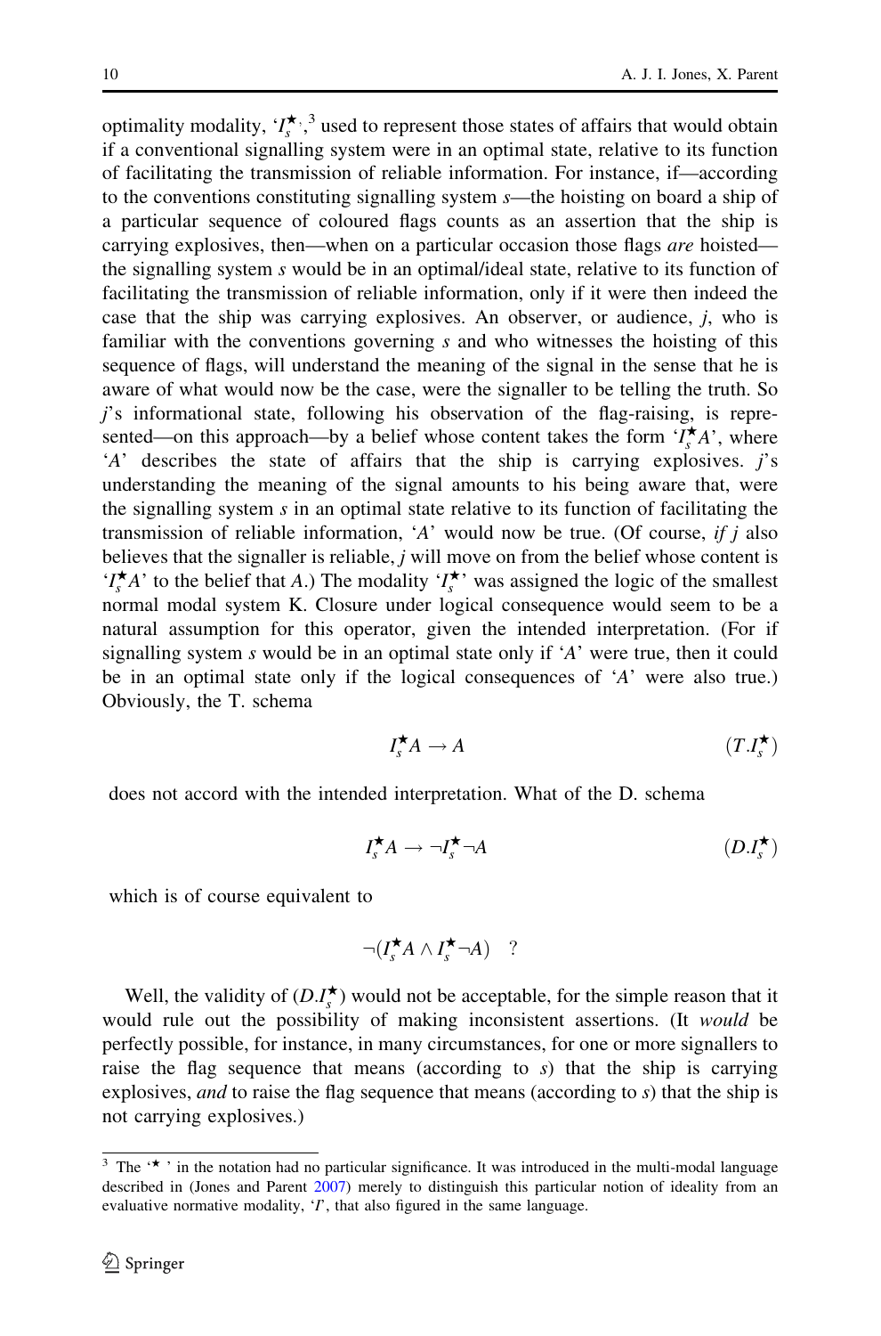optimality modality, '$I_s^\star$',[3] used to represent those states of affairs that would obtain if a conventional signalling system were in an optimal state, relative to its function of facilitating the transmission of reliable information. For instance, if—according to the conventions constituting signalling system *s*—the hoisting on board a ship of a particular sequence of coloured flags counts as an assertion that the ship is carrying explosives, then—when on a particular occasion those flags *are* hoisted—the signalling system *s* would be in an optimal/ideal state, relative to its function of facilitating the transmission of reliable information, only if it were then indeed the case that the ship was carrying explosives. An observer, or audience, *j*, who is familiar with the conventions governing *s* and who witnesses the hoisting of this sequence of flags, will understand the meaning of the signal in the sense that he is aware of what would now be the case, were the signaller to be telling the truth. So *j*'s informational state, following his observation of the flag-raising, is represented—on this approach—by a belief whose content takes the form '$I_s^\star A$', where '$A$' describes the state of affairs that the ship is carrying explosives. *j*'s understanding the meaning of the signal amounts to his being aware that, were the signalling system *s* in an optimal state relative to its function of facilitating the transmission of reliable information, '$A$' would now be true. (Of course, *if j* also believes that the signaller is reliable, *j* will move on from the belief whose content is '$I_s^\star A$' to the belief that $A$.) The modality '$I_s^\star$' was assigned the logic of the smallest normal modal system K. Closure under logical consequence would seem to be a natural assumption for this operator, given the intended interpretation. (For if signalling system *s* would be in an optimal state only if '$A$' were true, then it could be in an optimal state only if the logical consequences of '$A$' were also true.) Obviously, the T. schema

$$I_s^\star A \rightarrow A \qquad (T.I_s^\star)$$

does not accord with the intended interpretation. What of the D. schema

$$I_s^\star A \rightarrow \neg I_s^\star \neg A \qquad (D.I_s^\star)$$

which is of course equivalent to

$$\neg(I_s^\star A \wedge I_s^\star \neg A) \quad ?$$

Well, the validity of $(D.I_s^\star)$ would not be acceptable, for the simple reason that it would rule out the possibility of making inconsistent assertions. (It *would* be perfectly possible, for instance, in many circumstances, for one or more signallers to raise the flag sequence that means (according to *s*) that the ship is carrying explosives, *and* to raise the flag sequence that means (according to *s*) that the ship is not carrying explosives.)

[3] The '$\star$' in the notation had no particular significance. It was introduced in the multi-modal language described in (Jones and Parent 2007) merely to distinguish this particular notion of ideality from an evaluative normative modality, '$I$', that also figured in the same language.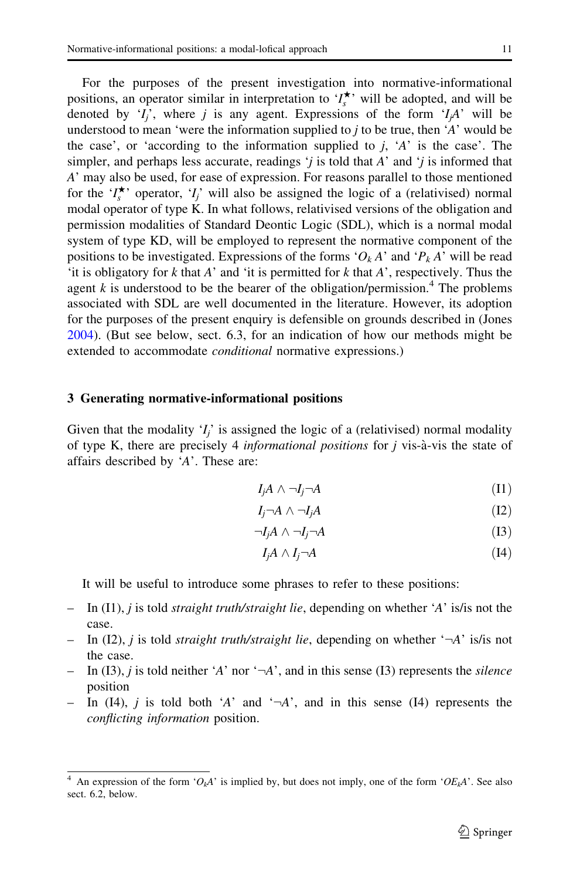For the purposes of the present investigation into normative-informational positions, an operator similar in interpretation to '$I_s^{\star}$' will be adopted, and will be denoted by '$I_j$', where $j$ is any agent. Expressions of the form '$I_jA$' will be understood to mean 'were the information supplied to $j$ to be true, then '$A$' would be the case', or 'according to the information supplied to $j$, '$A$' is the case'. The simpler, and perhaps less accurate, readings '$j$ is told that $A$' and '$j$ is informed that $A$' may also be used, for ease of expression. For reasons parallel to those mentioned for the '$I_s^{\star}$' operator, '$I_j$' will also be assigned the logic of a (relativised) normal modal operator of type K. In what follows, relativised versions of the obligation and permission modalities of Standard Deontic Logic (SDL), which is a normal modal system of type KD, will be employed to represent the normative component of the positions to be investigated. Expressions of the forms '$O_k A$' and '$P_k A$' will be read 'it is obligatory for $k$ that $A$' and 'it is permitted for $k$ that $A$', respectively. Thus the agent $k$ is understood to be the bearer of the obligation/permission.[4] The problems associated with SDL are well documented in the literature. However, its adoption for the purposes of the present enquiry is defensible on grounds described in (Jones 2004). (But see below, sect. 6.3, for an indication of how our methods might be extended to accommodate *conditional* normative expressions.)

## 3 Generating normative-informational positions

Given that the modality '$I_j$' is assigned the logic of a (relativised) normal modality of type K, there are precisely 4 *informational positions* for $j$ vis-à-vis the state of affairs described by '$A$'. These are:

$$I_jA \wedge \neg I_j\neg A \tag{I1}$$

$$I_j\neg A \wedge \neg I_jA \tag{I2}$$

$$\neg I_jA \wedge \neg I_j\neg A \tag{I3}$$

$$I_jA \wedge I_j\neg A \tag{I4}$$

It will be useful to introduce some phrases to refer to these positions:

- In (I1), $j$ is told *straight truth/straight lie*, depending on whether '$A$' is/is not the case.
- In (I2), $j$ is told *straight truth/straight lie*, depending on whether '$\neg A$' is/is not the case.
- In (I3), $j$ is told neither '$A$' nor '$\neg A$', and in this sense (I3) represents the *silence* position
- In (I4), $j$ is told both '$A$' and '$\neg A$', and in this sense (I4) represents the *conflicting information* position.

---

[4] An expression of the form '$O_kA$' is implied by, but does not imply, one of the form '$OE_kA$'. See also sect. 6.2, below.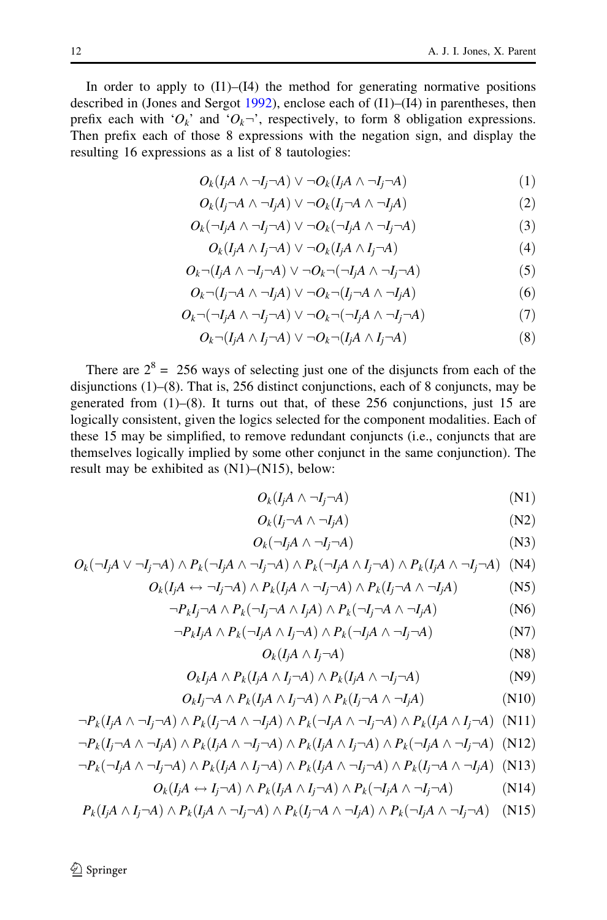In order to apply to (I1)–(I4) the method for generating normative positions described in (Jones and Sergot 1992), enclose each of (I1)–(I4) in parentheses, then prefix each with '$O_k$' and '$O_k\neg$', respectively, to form 8 obligation expressions. Then prefix each of those 8 expressions with the negation sign, and display the resulting 16 expressions as a list of 8 tautologies:

$$O_k(I_jA \wedge \neg I_j\neg A) \vee \neg O_k(I_jA \wedge \neg I_j\neg A) \tag{1}$$

$$O_k(I_j\neg A \wedge \neg I_jA) \vee \neg O_k(I_j\neg A \wedge \neg I_jA) \tag{2}$$

$$O_k(\neg I_jA \wedge \neg I_j\neg A) \vee \neg O_k(\neg I_jA \wedge \neg I_j\neg A) \tag{3}$$

$$O_k(I_jA \wedge I_j\neg A) \vee \neg O_k(I_jA \wedge I_j\neg A) \tag{4}$$

$$O_k\neg(I_jA \wedge \neg I_j\neg A) \vee \neg O_k\neg(\neg I_jA \wedge \neg I_j\neg A) \tag{5}$$

$$O_k\neg(I_j\neg A \wedge \neg I_jA) \vee \neg O_k\neg(I_j\neg A \wedge \neg I_jA) \tag{6}$$

$$O_k\neg(\neg I_jA \wedge \neg I_j\neg A) \vee \neg O_k\neg(\neg I_jA \wedge \neg I_j\neg A) \tag{7}$$

$$O_k\neg(I_jA \wedge I_j\neg A) \vee \neg O_k\neg(I_jA \wedge I_j\neg A) \tag{8}$$

There are $2^8 =\ 256$ ways of selecting just one of the disjuncts from each of the disjunctions (1)–(8). That is, 256 distinct conjunctions, each of 8 conjuncts, may be generated from (1)–(8). It turns out that, of these 256 conjunctions, just 15 are logically consistent, given the logics selected for the component modalities. Each of these 15 may be simplified, to remove redundant conjuncts (i.e., conjuncts that are themselves logically implied by some other conjunct in the same conjunction). The result may be exhibited as (N1)–(N15), below:

$$O_k(I_jA \wedge \neg I_j\neg A) \tag{N1}$$

$$O_k(I_j\neg A \wedge \neg I_jA) \tag{N2}$$

$$O_k(\neg I_jA \wedge \neg I_j\neg A) \tag{N3}$$

$$O_k(\neg I_jA \vee \neg I_j\neg A) \wedge P_k(\neg I_jA \wedge \neg I_j\neg A) \wedge P_k(\neg I_jA \wedge I_j\neg A) \wedge P_k(I_jA \wedge \neg I_j\neg A) \tag{N4}$$

$$O_k(I_jA \leftrightarrow \neg I_j\neg A) \wedge P_k(I_jA \wedge \neg I_j\neg A) \wedge P_k(I_j\neg A \wedge \neg I_jA) \tag{N5}$$

$$\neg P_kI_j\neg A \wedge P_k(\neg I_j\neg A \wedge I_jA) \wedge P_k(\neg I_j\neg A \wedge \neg I_jA) \tag{N6}$$

$$\neg P_kI_jA \wedge P_k(\neg I_jA \wedge I_j\neg A) \wedge P_k(\neg I_jA \wedge \neg I_j\neg A) \tag{N7}$$

$$O_k(I_jA \wedge I_j\neg A) \tag{N8}$$

$$O_kI_jA \wedge P_k(I_jA \wedge I_j\neg A) \wedge P_k(I_jA \wedge \neg I_j\neg A) \tag{N9}$$

$$O_kI_j\neg A \wedge P_k(I_jA \wedge I_j\neg A) \wedge P_k(I_j\neg A \wedge \neg I_jA) \tag{N10}$$

$$\neg P_k(I_jA \wedge \neg I_j\neg A) \wedge P_k(I_j\neg A \wedge \neg I_jA) \wedge P_k(\neg I_jA \wedge \neg I_j\neg A) \wedge P_k(I_jA \wedge I_j\neg A) \tag{N11}$$

$$\neg P_k(I_j\neg A \wedge \neg I_jA) \wedge P_k(I_jA \wedge \neg I_j\neg A) \wedge P_k(I_jA \wedge I_j\neg A) \wedge P_k(\neg I_jA \wedge \neg I_j\neg A) \tag{N12}$$

$$\neg P_k(\neg I_jA \wedge \neg I_j\neg A) \wedge P_k(I_jA \wedge I_j\neg A) \wedge P_k(I_jA \wedge \neg I_j\neg A) \wedge P_k(I_j\neg A \wedge \neg I_jA) \tag{N13}$$

$$O_k(I_jA \leftrightarrow I_j\neg A) \wedge P_k(I_jA \wedge I_j\neg A) \wedge P_k(\neg I_jA \wedge \neg I_j\neg A) \tag{N14}$$

$$P_k(I_jA \wedge I_j\neg A) \wedge P_k(I_jA \wedge \neg I_j\neg A) \wedge P_k(I_j\neg A \wedge \neg I_jA) \wedge P_k(\neg I_jA \wedge \neg I_j\neg A) \tag{N15}$$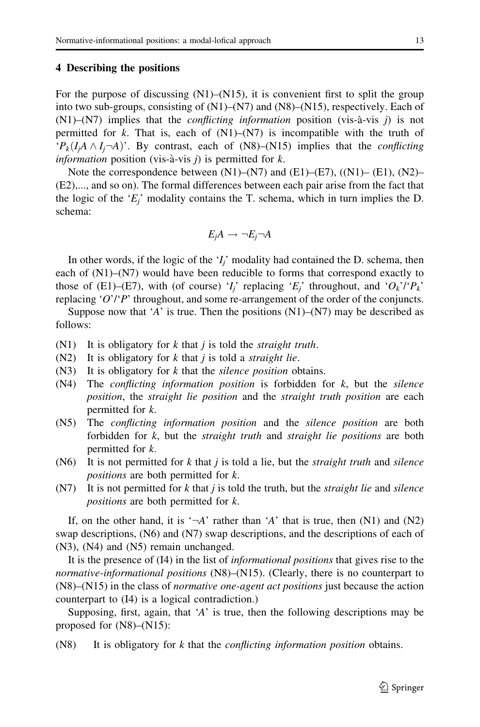## 4 Describing the positions

For the purpose of discussing (N1)–(N15), it is convenient first to split the group into two sub-groups, consisting of (N1)–(N7) and (N8)–(N15), respectively. Each of (N1)–(N7) implies that the *conflicting information* position (vis-à-vis $j$) is not permitted for $k$. That is, each of (N1)–(N7) is incompatible with the truth of '$P_k(I_jA \wedge I_j\neg A)$'. By contrast, each of (N8)–(N15) implies that the *conflicting information* position (vis-à-vis $j$) is permitted for $k$.

Note the correspondence between (N1)–(N7) and (E1)–(E7), ((N1)– (E1), (N2)–(E2),..., and so on). The formal differences between each pair arise from the fact that the logic of the '$E_j$' modality contains the T. schema, which in turn implies the D. schema:

$$E_jA \rightarrow \neg E_j\neg A$$

In other words, if the logic of the '$I_j$' modality had contained the D. schema, then each of (N1)–(N7) would have been reducible to forms that correspond exactly to those of (E1)–(E7), with (of course) '$I_j$' replacing '$E_j$' throughout, and '$O_k$'/'$P_k$' replacing '$O$'/'$P$' throughout, and some re-arrangement of the order of the conjuncts.

Suppose now that '$A$' is true. Then the positions (N1)–(N7) may be described as follows:

- (N1) It is obligatory for $k$ that $j$ is told the *straight truth*.
- (N2) It is obligatory for $k$ that $j$ is told a *straight lie*.
- (N3) It is obligatory for $k$ that the *silence position* obtains.
- (N4) The *conflicting information position* is forbidden for $k$, but the *silence position*, the *straight lie position* and the *straight truth position* are each permitted for $k$.
- (N5) The *conflicting information position* and the *silence position* are both forbidden for $k$, but the *straight truth* and *straight lie positions* are both permitted for $k$.
- (N6) It is not permitted for $k$ that $j$ is told a lie, but the *straight truth* and *silence positions* are both permitted for $k$.
- (N7) It is not permitted for $k$ that $j$ is told the truth, but the *straight lie* and *silence positions* are both permitted for $k$.

If, on the other hand, it is '$\neg A$' rather than '$A$' that is true, then (N1) and (N2) swap descriptions, (N6) and (N7) swap descriptions, and the descriptions of each of (N3), (N4) and (N5) remain unchanged.

It is the presence of (I4) in the list of *informational positions* that gives rise to the *normative-informational positions* (N8)–(N15). (Clearly, there is no counterpart to (N8)–(N15) in the class of *normative one-agent act positions* just because the action counterpart to (I4) is a logical contradiction.)

Supposing, first, again, that '$A$' is true, then the following descriptions may be proposed for (N8)–(N15):

- (N8) It is obligatory for $k$ that the *conflicting information position* obtains.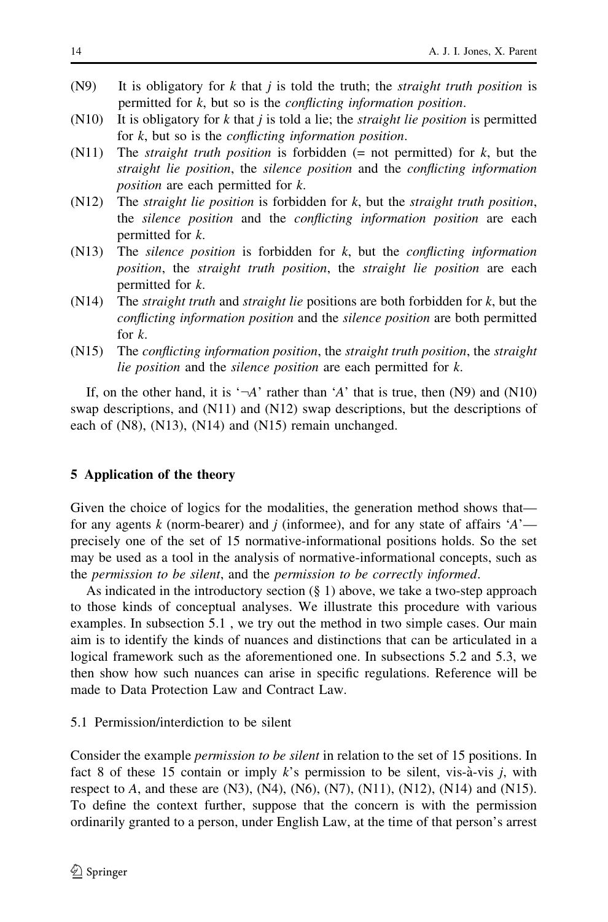(N9) It is obligatory for $k$ that $j$ is told the truth; the *straight truth position* is permitted for $k$, but so is the *conflicting information position*.

(N10) It is obligatory for $k$ that $j$ is told a lie; the *straight lie position* is permitted for $k$, but so is the *conflicting information position*.

(N11) The *straight truth position* is forbidden (= not permitted) for $k$, but the *straight lie position*, the *silence position* and the *conflicting information position* are each permitted for $k$.

(N12) The *straight lie position* is forbidden for $k$, but the *straight truth position*, the *silence position* and the *conflicting information position* are each permitted for $k$.

(N13) The *silence position* is forbidden for $k$, but the *conflicting information position*, the *straight truth position*, the *straight lie position* are each permitted for $k$.

(N14) The *straight truth* and *straight lie* positions are both forbidden for $k$, but the *conflicting information position* and the *silence position* are both permitted for $k$.

(N15) The *conflicting information position*, the *straight truth position*, the *straight lie position* and the *silence position* are each permitted for $k$.

If, on the other hand, it is '$\neg A$' rather than '$A$' that is true, then (N9) and (N10) swap descriptions, and (N11) and (N12) swap descriptions, but the descriptions of each of (N8), (N13), (N14) and (N15) remain unchanged.

## 5 Application of the theory

Given the choice of logics for the modalities, the generation method shows that—for any agents $k$ (norm-bearer) and $j$ (informee), and for any state of affairs '$A$'—precisely one of the set of 15 normative-informational positions holds. So the set may be used as a tool in the analysis of normative-informational concepts, such as the *permission to be silent*, and the *permission to be correctly informed*.

As indicated in the introductory section (§ 1) above, we take a two-step approach to those kinds of conceptual analyses. We illustrate this procedure with various examples. In subsection 5.1 , we try out the method in two simple cases. Our main aim is to identify the kinds of nuances and distinctions that can be articulated in a logical framework such as the aforementioned one. In subsections 5.2 and 5.3, we then show how such nuances can arise in specific regulations. Reference will be made to Data Protection Law and Contract Law.

### 5.1 Permission/interdiction to be silent

Consider the example *permission to be silent* in relation to the set of 15 positions. In fact 8 of these 15 contain or imply $k$'s permission to be silent, vis-à-vis $j$, with respect to $A$, and these are (N3), (N4), (N6), (N7), (N11), (N12), (N14) and (N15). To define the context further, suppose that the concern is with the permission ordinarily granted to a person, under English Law, at the time of that person's arrest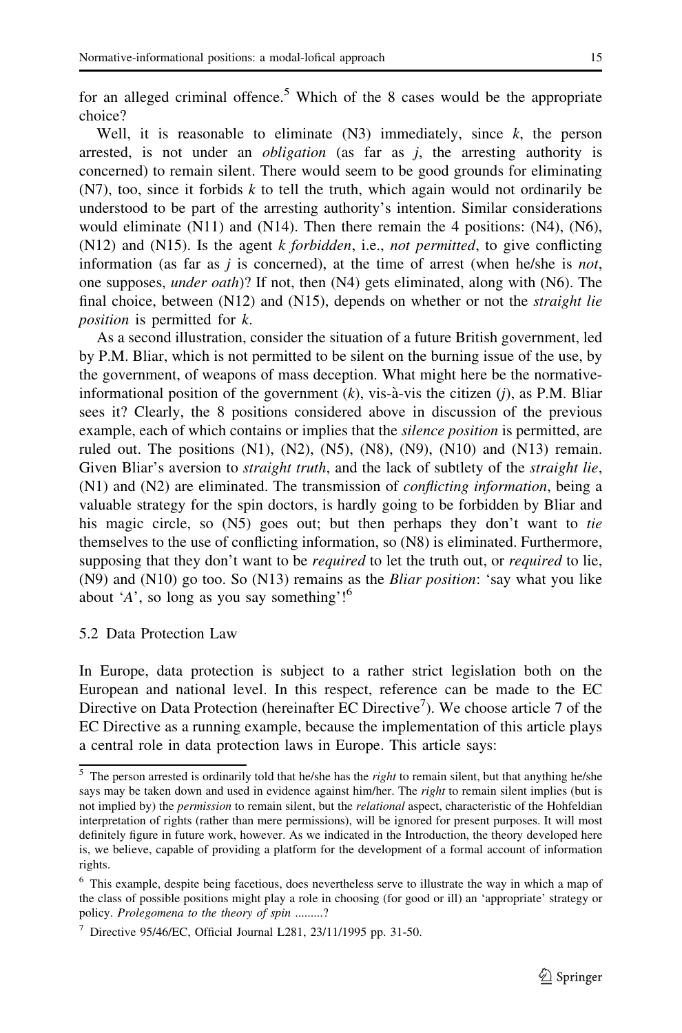for an alleged criminal offence.[5] Which of the 8 cases would be the appropriate choice?

Well, it is reasonable to eliminate (N3) immediately, since $k$, the person arrested, is not under an *obligation* (as far as $j$, the arresting authority is concerned) to remain silent. There would seem to be good grounds for eliminating (N7), too, since it forbids $k$ to tell the truth, which again would not ordinarily be understood to be part of the arresting authority's intention. Similar considerations would eliminate (N11) and (N14). Then there remain the 4 positions: (N4), (N6), (N12) and (N15). Is the agent $k$ *forbidden*, i.e., *not permitted*, to give conflicting information (as far as $j$ is concerned), at the time of arrest (when he/she is *not*, one supposes, *under oath*)? If not, then (N4) gets eliminated, along with (N6). The final choice, between (N12) and (N15), depends on whether or not the *straight lie position* is permitted for $k$.

As a second illustration, consider the situation of a future British government, led by P.M. Bliar, which is not permitted to be silent on the burning issue of the use, by the government, of weapons of mass deception. What might here be the normative-informational position of the government ($k$), vis-à-vis the citizen ($j$), as P.M. Bliar sees it? Clearly, the 8 positions considered above in discussion of the previous example, each of which contains or implies that the *silence position* is permitted, are ruled out. The positions (N1), (N2), (N5), (N8), (N9), (N10) and (N13) remain. Given Bliar's aversion to *straight truth*, and the lack of subtlety of the *straight lie*, (N1) and (N2) are eliminated. The transmission of *conflicting information*, being a valuable strategy for the spin doctors, is hardly going to be forbidden by Bliar and his magic circle, so (N5) goes out; but then perhaps they don't want to *tie* themselves to the use of conflicting information, so (N8) is eliminated. Furthermore, supposing that they don't want to be *required* to let the truth out, or *required* to lie, (N9) and (N10) go too. So (N13) remains as the *Bliar position*: 'say what you like about '$A$', so long as you say something'![6]

### 5.2 Data Protection Law

In Europe, data protection is subject to a rather strict legislation both on the European and national level. In this respect, reference can be made to the EC Directive on Data Protection (hereinafter EC Directive[7]). We choose article 7 of the EC Directive as a running example, because the implementation of this article plays a central role in data protection laws in Europe. This article says:

---

[5] The person arrested is ordinarily told that he/she has the *right* to remain silent, but that anything he/she says may be taken down and used in evidence against him/her. The *right* to remain silent implies (but is not implied by) the *permission* to remain silent, but the *relational* aspect, characteristic of the Hohfeldian interpretation of rights (rather than mere permissions), will be ignored for present purposes. It will most definitely figure in future work, however. As we indicated in the Introduction, the theory developed here is, we believe, capable of providing a platform for the development of a formal account of information rights.

[6] This example, despite being facetious, does nevertheless serve to illustrate the way in which a map of the class of possible positions might play a role in choosing (for good or ill) an 'appropriate' strategy or policy. *Prolegomena to the theory of spin .........?*

[7] Directive 95/46/EC, Official Journal L281, 23/11/1995 pp. 31-50.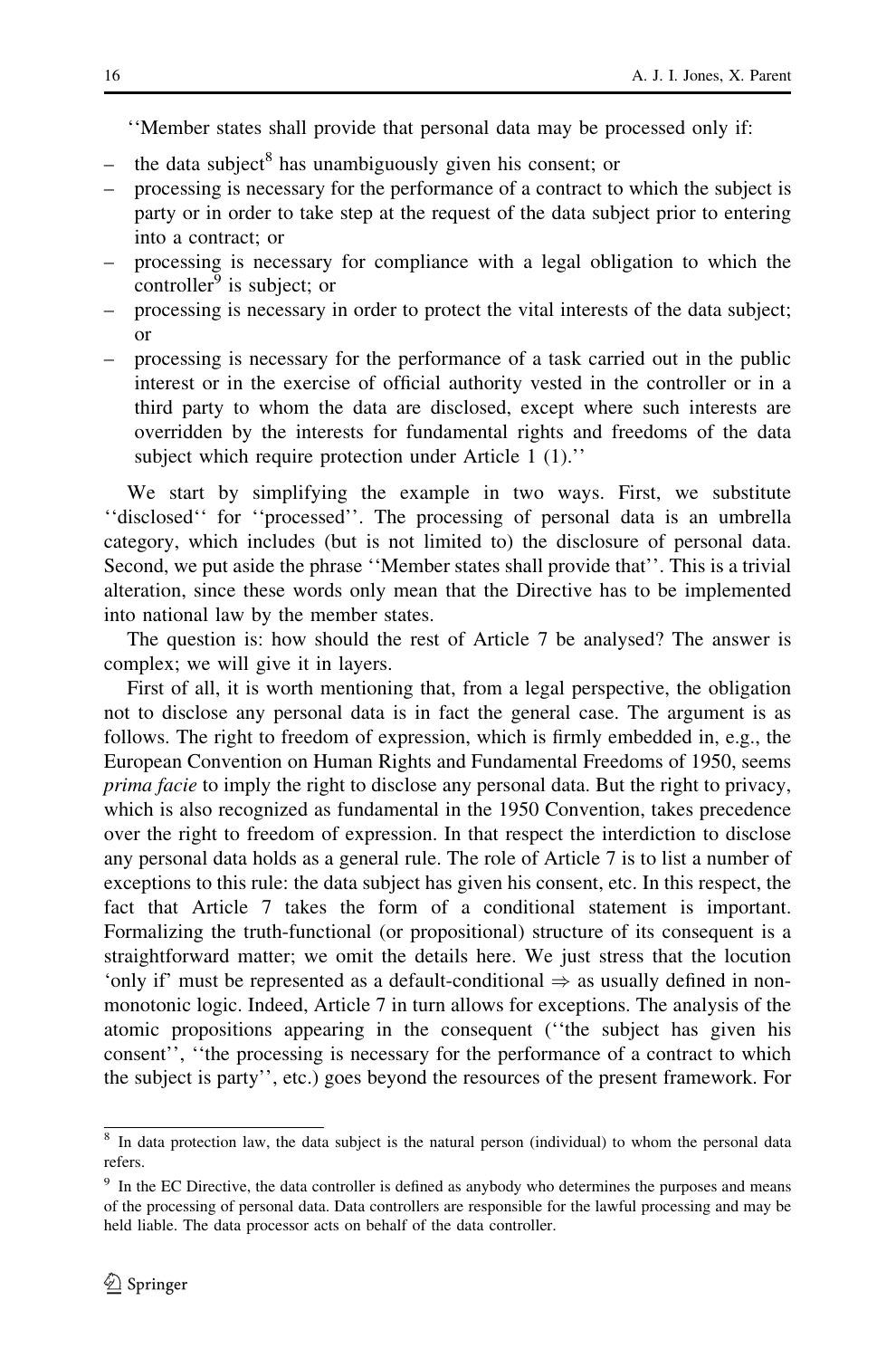''Member states shall provide that personal data may be processed only if:

- the data subject[8] has unambiguously given his consent; or
- processing is necessary for the performance of a contract to which the subject is party or in order to take step at the request of the data subject prior to entering into a contract; or
- processing is necessary for compliance with a legal obligation to which the controller[9] is subject; or
- processing is necessary in order to protect the vital interests of the data subject; or
- processing is necessary for the performance of a task carried out in the public interest or in the exercise of official authority vested in the controller or in a third party to whom the data are disclosed, except where such interests are overridden by the interests for fundamental rights and freedoms of the data subject which require protection under Article 1 (1).''

We start by simplifying the example in two ways. First, we substitute ''disclosed'' for ''processed''. The processing of personal data is an umbrella category, which includes (but is not limited to) the disclosure of personal data. Second, we put aside the phrase ''Member states shall provide that''. This is a trivial alteration, since these words only mean that the Directive has to be implemented into national law by the member states.

The question is: how should the rest of Article 7 be analysed? The answer is complex; we will give it in layers.

First of all, it is worth mentioning that, from a legal perspective, the obligation not to disclose any personal data is in fact the general case. The argument is as follows. The right to freedom of expression, which is firmly embedded in, e.g., the European Convention on Human Rights and Fundamental Freedoms of 1950, seems *prima facie* to imply the right to disclose any personal data. But the right to privacy, which is also recognized as fundamental in the 1950 Convention, takes precedence over the right to freedom of expression. In that respect the interdiction to disclose any personal data holds as a general rule. The role of Article 7 is to list a number of exceptions to this rule: the data subject has given his consent, etc. In this respect, the fact that Article 7 takes the form of a conditional statement is important. Formalizing the truth-functional (or propositional) structure of its consequent is a straightforward matter; we omit the details here. We just stress that the locution 'only if' must be represented as a default-conditional $\Rightarrow$ as usually defined in non-monotonic logic. Indeed, Article 7 in turn allows for exceptions. The analysis of the atomic propositions appearing in the consequent (''the subject has given his consent'', ''the processing is necessary for the performance of a contract to which the subject is party'', etc.) goes beyond the resources of the present framework. For

[8] In data protection law, the data subject is the natural person (individual) to whom the personal data refers.

[9] In the EC Directive, the data controller is defined as anybody who determines the purposes and means of the processing of personal data. Data controllers are responsible for the lawful processing and may be held liable. The data processor acts on behalf of the data controller.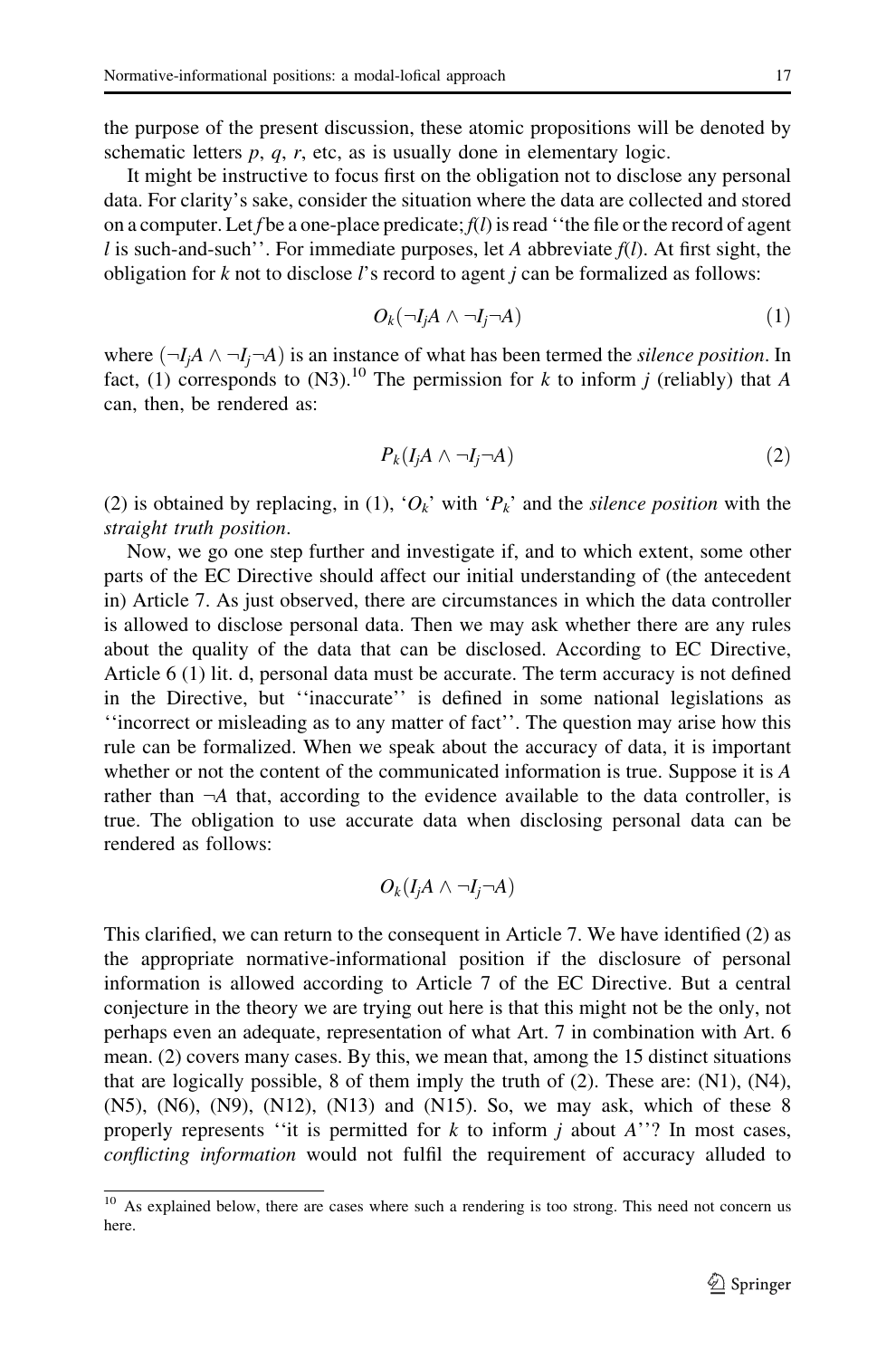the purpose of the present discussion, these atomic propositions will be denoted by schematic letters $p$, $q$, $r$, etc, as is usually done in elementary logic.

It might be instructive to focus first on the obligation not to disclose any personal data. For clarity's sake, consider the situation where the data are collected and stored on a computer. Let $f$ be a one-place predicate; $f(l)$ is read ''the file or the record of agent $l$ is such-and-such''. For immediate purposes, let $A$ abbreviate $f(l)$. At first sight, the obligation for $k$ not to disclose $l$'s record to agent $j$ can be formalized as follows:

$$O_k(\neg I_j A \wedge \neg I_j \neg A) \tag{1}$$

where $(\neg I_j A \wedge \neg I_j \neg A)$ is an instance of what has been termed the *silence position*. In fact, (1) corresponds to (N3).[10] The permission for $k$ to inform $j$ (reliably) that $A$ can, then, be rendered as:

$$P_k(I_j A \wedge \neg I_j \neg A) \tag{2}$$

(2) is obtained by replacing, in (1), '$O_k$' with '$P_k$' and the *silence position* with the *straight truth position*.

Now, we go one step further and investigate if, and to which extent, some other parts of the EC Directive should affect our initial understanding of (the antecedent in) Article 7. As just observed, there are circumstances in which the data controller is allowed to disclose personal data. Then we may ask whether there are any rules about the quality of the data that can be disclosed. According to EC Directive, Article 6 (1) lit. d, personal data must be accurate. The term accuracy is not defined in the Directive, but ''inaccurate'' is defined in some national legislations as ''incorrect or misleading as to any matter of fact''. The question may arise how this rule can be formalized. When we speak about the accuracy of data, it is important whether or not the content of the communicated information is true. Suppose it is $A$ rather than $\neg A$ that, according to the evidence available to the data controller, is true. The obligation to use accurate data when disclosing personal data can be rendered as follows:

$$O_k(I_j A \wedge \neg I_j \neg A)$$

This clarified, we can return to the consequent in Article 7. We have identified (2) as the appropriate normative-informational position if the disclosure of personal information is allowed according to Article 7 of the EC Directive. But a central conjecture in the theory we are trying out here is that this might not be the only, not perhaps even an adequate, representation of what Art. 7 in combination with Art. 6 mean. (2) covers many cases. By this, we mean that, among the 15 distinct situations that are logically possible, 8 of them imply the truth of (2). These are: (N1), (N4), (N5), (N6), (N9), (N12), (N13) and (N15). So, we may ask, which of these 8 properly represents ''it is permitted for $k$ to inform $j$ about $A$''? In most cases, *conflicting information* would not fulfil the requirement of accuracy alluded to

[10] As explained below, there are cases where such a rendering is too strong. This need not concern us here.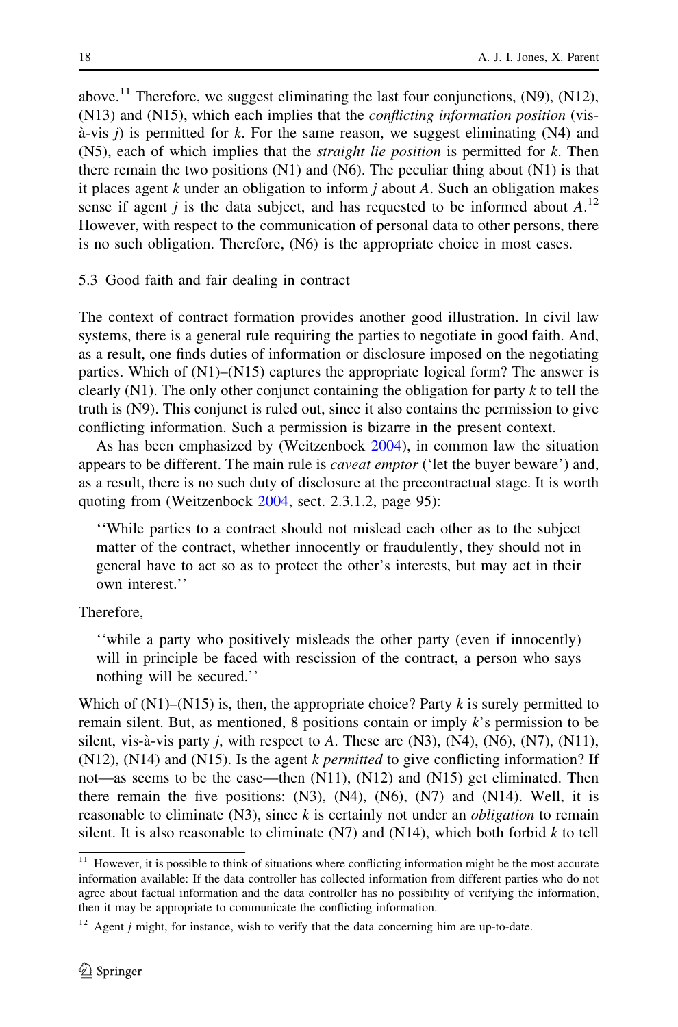above.[11] Therefore, we suggest eliminating the last four conjunctions, (N9), (N12), (N13) and (N15), which each implies that the *conflicting information position* (vis-à-vis $j$) is permitted for $k$. For the same reason, we suggest eliminating (N4) and (N5), each of which implies that the *straight lie position* is permitted for $k$. Then there remain the two positions (N1) and (N6). The peculiar thing about (N1) is that it places agent $k$ under an obligation to inform $j$ about $A$. Such an obligation makes sense if agent $j$ is the data subject, and has requested to be informed about $A$.[12] However, with respect to the communication of personal data to other persons, there is no such obligation. Therefore, (N6) is the appropriate choice in most cases.

### 5.3 Good faith and fair dealing in contract

The context of contract formation provides another good illustration. In civil law systems, there is a general rule requiring the parties to negotiate in good faith. And, as a result, one finds duties of information or disclosure imposed on the negotiating parties. Which of (N1)–(N15) captures the appropriate logical form? The answer is clearly (N1). The only other conjunct containing the obligation for party $k$ to tell the truth is (N9). This conjunct is ruled out, since it also contains the permission to give conflicting information. Such a permission is bizarre in the present context.

As has been emphasized by (Weitzenbock 2004), in common law the situation appears to be different. The main rule is *caveat emptor* ('let the buyer beware') and, as a result, there is no such duty of disclosure at the precontractual stage. It is worth quoting from (Weitzenbock 2004, sect. 2.3.1.2, page 95):

> ''While parties to a contract should not mislead each other as to the subject matter of the contract, whether innocently or fraudulently, they should not in general have to act so as to protect the other's interests, but may act in their own interest.''

Therefore,

> ''while a party who positively misleads the other party (even if innocently) will in principle be faced with rescission of the contract, a person who says nothing will be secured.''

Which of (N1)–(N15) is, then, the appropriate choice? Party $k$ is surely permitted to remain silent. But, as mentioned, 8 positions contain or imply $k$'s permission to be silent, vis-à-vis party $j$, with respect to $A$. These are (N3), (N4), (N6), (N7), (N11), (N12), (N14) and (N15). Is the agent $k$ *permitted* to give conflicting information? If not—as seems to be the case—then (N11), (N12) and (N15) get eliminated. Then there remain the five positions: (N3), (N4), (N6), (N7) and (N14). Well, it is reasonable to eliminate (N3), since $k$ is certainly not under an *obligation* to remain silent. It is also reasonable to eliminate (N7) and (N14), which both forbid $k$ to tell

---

[11] However, it is possible to think of situations where conflicting information might be the most accurate information available: If the data controller has collected information from different parties who do not agree about factual information and the data controller has no possibility of verifying the information, then it may be appropriate to communicate the conflicting information.

[12] Agent $j$ might, for instance, wish to verify that the data concerning him are up-to-date.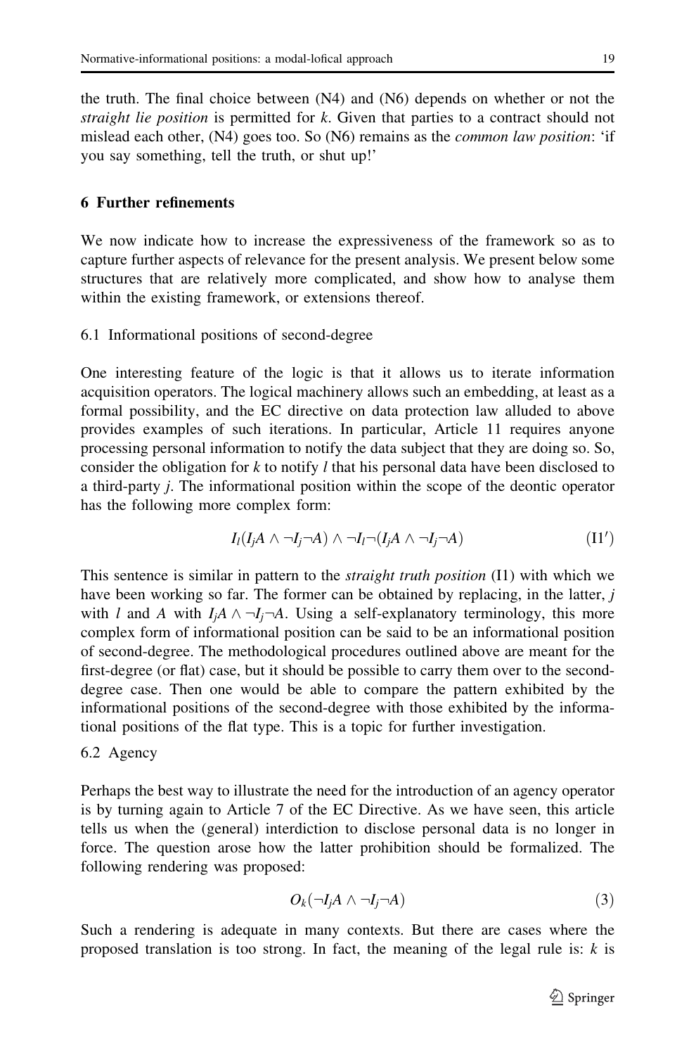the truth. The final choice between (N4) and (N6) depends on whether or not the *straight lie position* is permitted for $k$. Given that parties to a contract should not mislead each other, (N4) goes too. So (N6) remains as the *common law position*: 'if you say something, tell the truth, or shut up!'

## 6 Further refinements

We now indicate how to increase the expressiveness of the framework so as to capture further aspects of relevance for the present analysis. We present below some structures that are relatively more complicated, and show how to analyse them within the existing framework, or extensions thereof.

### 6.1 Informational positions of second-degree

One interesting feature of the logic is that it allows us to iterate information acquisition operators. The logical machinery allows such an embedding, at least as a formal possibility, and the EC directive on data protection law alluded to above provides examples of such iterations. In particular, Article 11 requires anyone processing personal information to notify the data subject that they are doing so. So, consider the obligation for $k$ to notify $l$ that his personal data have been disclosed to a third-party $j$. The informational position within the scope of the deontic operator has the following more complex form:

$$I_l(I_jA \wedge \neg I_j\neg A) \wedge \neg I_l\neg(I_jA \wedge \neg I_j\neg A) \tag{I1$'$}$$

This sentence is similar in pattern to the *straight truth position* (I1) with which we have been working so far. The former can be obtained by replacing, in the latter, $j$ with $l$ and $A$ with $I_jA \wedge \neg I_j\neg A$. Using a self-explanatory terminology, this more complex form of informational position can be said to be an informational position of second-degree. The methodological procedures outlined above are meant for the first-degree (or flat) case, but it should be possible to carry them over to the second-degree case. Then one would be able to compare the pattern exhibited by the informational positions of the second-degree with those exhibited by the informational positions of the flat type. This is a topic for further investigation.

### 6.2 Agency

Perhaps the best way to illustrate the need for the introduction of an agency operator is by turning again to Article 7 of the EC Directive. As we have seen, this article tells us when the (general) interdiction to disclose personal data is no longer in force. The question arose how the latter prohibition should be formalized. The following rendering was proposed:

$$O_k(\neg I_jA \wedge \neg I_j\neg A) \tag{3}$$

Such a rendering is adequate in many contexts. But there are cases where the proposed translation is too strong. In fact, the meaning of the legal rule is: $k$ is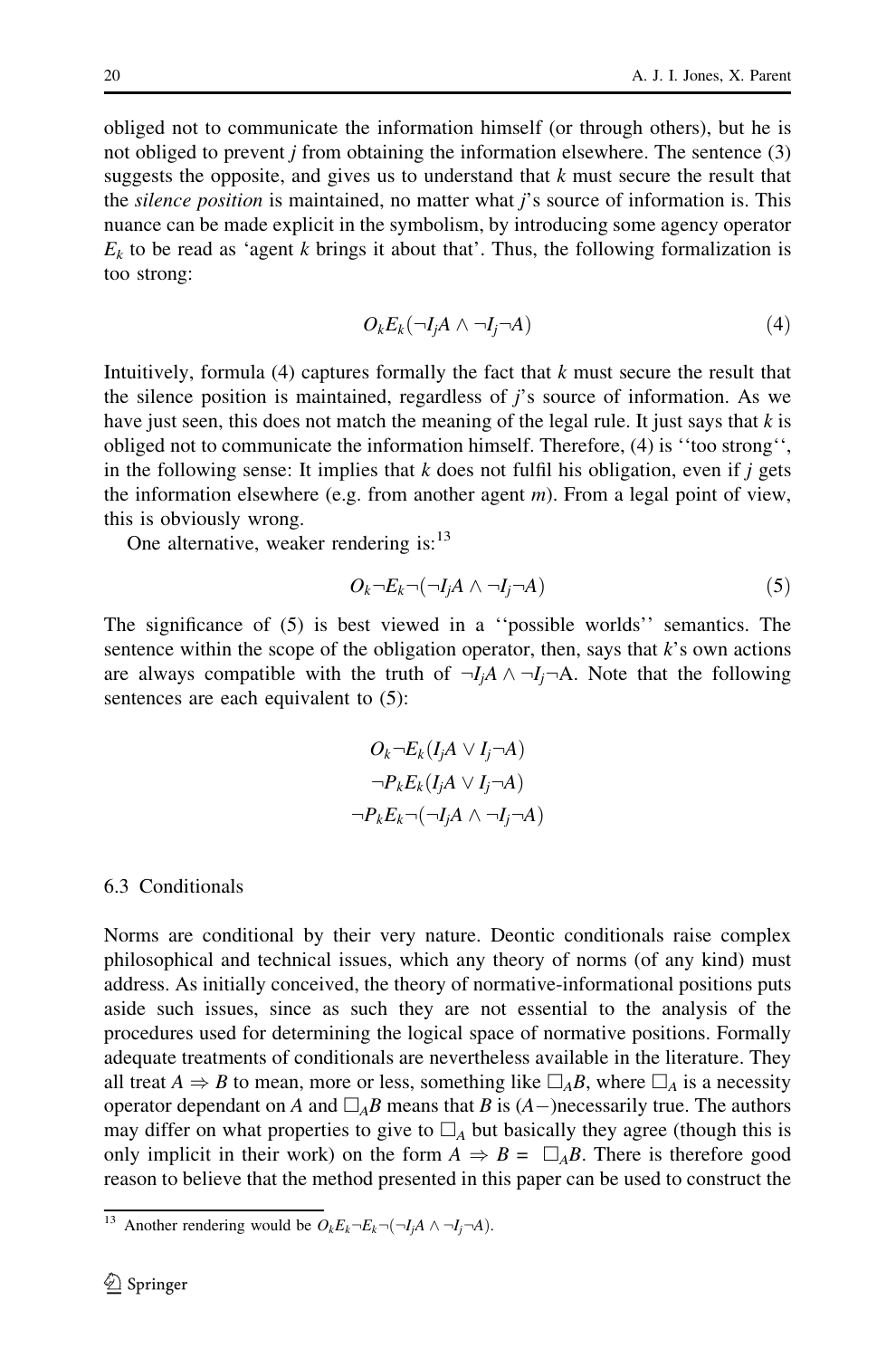obliged not to communicate the information himself (or through others), but he is not obliged to prevent $j$ from obtaining the information elsewhere. The sentence (3) suggests the opposite, and gives us to understand that $k$ must secure the result that the *silence position* is maintained, no matter what $j$'s source of information is. This nuance can be made explicit in the symbolism, by introducing some agency operator $E_k$ to be read as 'agent $k$ brings it about that'. Thus, the following formalization is too strong:

$$O_k E_k(\neg I_j A \wedge \neg I_j \neg A) \tag{4}$$

Intuitively, formula (4) captures formally the fact that $k$ must secure the result that the silence position is maintained, regardless of $j$'s source of information. As we have just seen, this does not match the meaning of the legal rule. It just says that $k$ is obliged not to communicate the information himself. Therefore, (4) is ''too strong'', in the following sense: It implies that $k$ does not fulfil his obligation, even if $j$ gets the information elsewhere (e.g. from another agent $m$). From a legal point of view, this is obviously wrong.

One alternative, weaker rendering is:[13]

$$O_k \neg E_k \neg(\neg I_j A \wedge \neg I_j \neg A) \tag{5}$$

The significance of (5) is best viewed in a ''possible worlds'' semantics. The sentence within the scope of the obligation operator, then, says that $k$'s own actions are always compatible with the truth of $\neg I_j A \wedge \neg I_j \neg A$. Note that the following sentences are each equivalent to (5):

$$O_k \neg E_k(I_j A \vee I_j \neg A)$$
$$\neg P_k E_k(I_j A \vee I_j \neg A)$$
$$\neg P_k E_k \neg(\neg I_j A \wedge \neg I_j \neg A)$$

### 6.3 Conditionals

Norms are conditional by their very nature. Deontic conditionals raise complex philosophical and technical issues, which any theory of norms (of any kind) must address. As initially conceived, the theory of normative-informational positions puts aside such issues, since as such they are not essential to the analysis of the procedures used for determining the logical space of normative positions. Formally adequate treatments of conditionals are nevertheless available in the literature. They all treat $A \Rightarrow B$ to mean, more or less, something like $\Box_A B$, where $\Box_A$ is a necessity operator dependant on $A$ and $\Box_A B$ means that $B$ is ($A-$)necessarily true. The authors may differ on what properties to give to $\Box_A$ but basically they agree (though this is only implicit in their work) on the form $A \Rightarrow B = \Box_A B$. There is therefore good reason to believe that the method presented in this paper can be used to construct the

[13] Another rendering would be $O_k E_k \neg E_k \neg(\neg I_j A \wedge \neg I_j \neg A)$.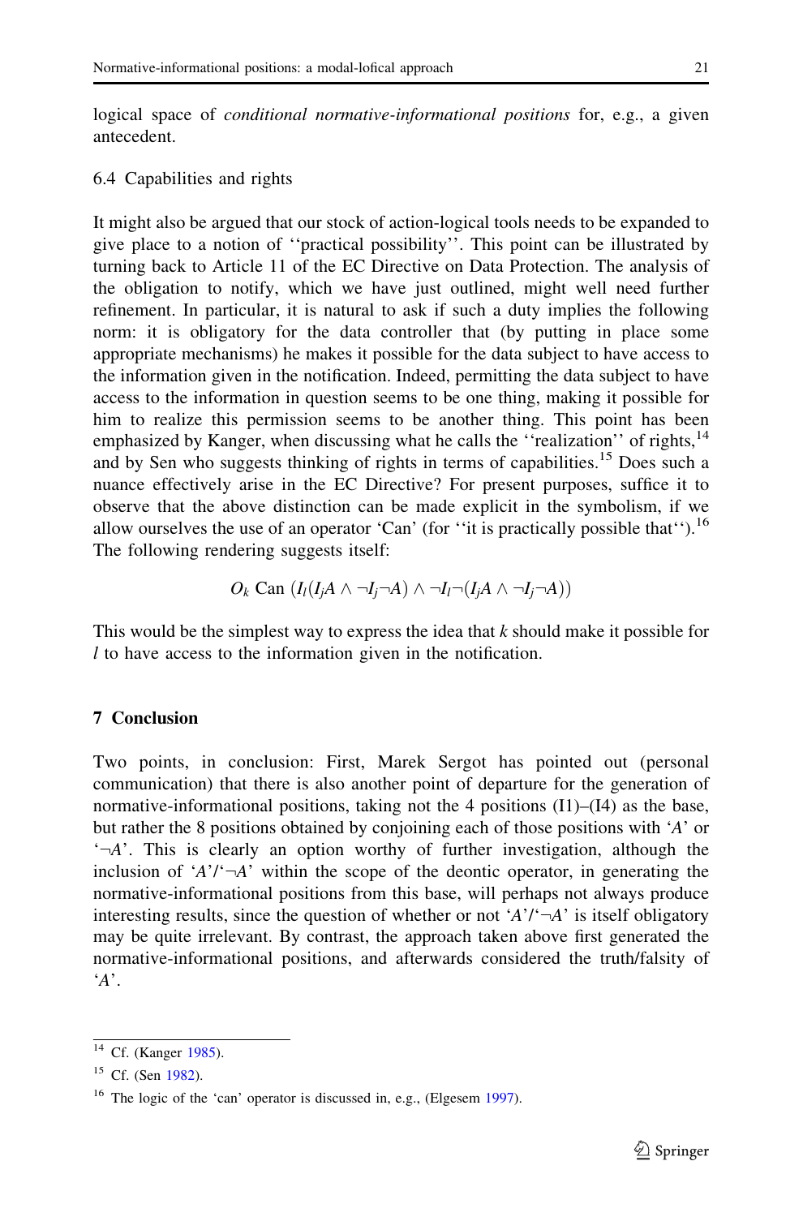logical space of *conditional normative-informational positions* for, e.g., a given antecedent.

### 6.4 Capabilities and rights

It might also be argued that our stock of action-logical tools needs to be expanded to give place to a notion of ''practical possibility''. This point can be illustrated by turning back to Article 11 of the EC Directive on Data Protection. The analysis of the obligation to notify, which we have just outlined, might well need further refinement. In particular, it is natural to ask if such a duty implies the following norm: it is obligatory for the data controller that (by putting in place some appropriate mechanisms) he makes it possible for the data subject to have access to the information given in the notification. Indeed, permitting the data subject to have access to the information in question seems to be one thing, making it possible for him to realize this permission seems to be another thing. This point has been emphasized by Kanger, when discussing what he calls the ''realization'' of rights,[14] and by Sen who suggests thinking of rights in terms of capabilities.[15] Does such a nuance effectively arise in the EC Directive? For present purposes, suffice it to observe that the above distinction can be made explicit in the symbolism, if we allow ourselves the use of an operator 'Can' (for ''it is practically possible that'').[16] The following rendering suggests itself:

$$O_k \text{ Can } (I_l(I_jA \wedge \neg I_j\neg A) \wedge \neg I_l\neg(I_jA \wedge \neg I_j\neg A))$$

This would be the simplest way to express the idea that $k$ should make it possible for $l$ to have access to the information given in the notification.

## 7 Conclusion

Two points, in conclusion: First, Marek Sergot has pointed out (personal communication) that there is also another point of departure for the generation of normative-informational positions, taking not the 4 positions (I1)–(I4) as the base, but rather the 8 positions obtained by conjoining each of those positions with '$A$' or '$\neg A$'. This is clearly an option worthy of further investigation, although the inclusion of '$A$'/'$\neg A$' within the scope of the deontic operator, in generating the normative-informational positions from this base, will perhaps not always produce interesting results, since the question of whether or not '$A$'/'$\neg A$' is itself obligatory may be quite irrelevant. By contrast, the approach taken above first generated the normative-informational positions, and afterwards considered the truth/falsity of '$A$'.

---

[14] Cf. (Kanger 1985).

[15] Cf. (Sen 1982).

[16] The logic of the 'can' operator is discussed in, e.g., (Elgesem 1997).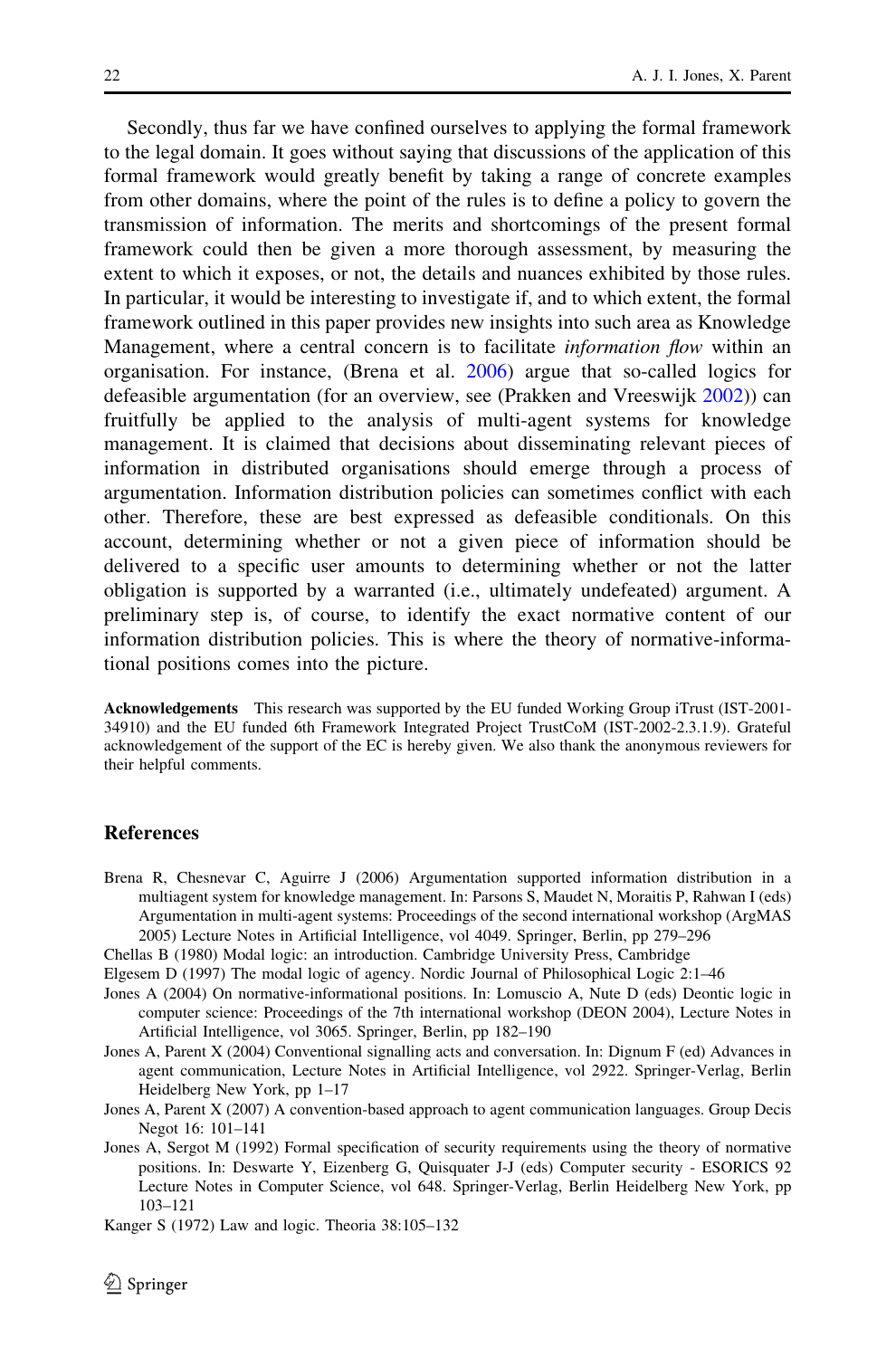Secondly, thus far we have confined ourselves to applying the formal framework to the legal domain. It goes without saying that discussions of the application of this formal framework would greatly benefit by taking a range of concrete examples from other domains, where the point of the rules is to define a policy to govern the transmission of information. The merits and shortcomings of the present formal framework could then be given a more thorough assessment, by measuring the extent to which it exposes, or not, the details and nuances exhibited by those rules. In particular, it would be interesting to investigate if, and to which extent, the formal framework outlined in this paper provides new insights into such area as Knowledge Management, where a central concern is to facilitate *information flow* within an organisation. For instance, (Brena et al. 2006) argue that so-called logics for defeasible argumentation (for an overview, see (Prakken and Vreeswijk 2002)) can fruitfully be applied to the analysis of multi-agent systems for knowledge management. It is claimed that decisions about disseminating relevant pieces of information in distributed organisations should emerge through a process of argumentation. Information distribution policies can sometimes conflict with each other. Therefore, these are best expressed as defeasible conditionals. On this account, determining whether or not a given piece of information should be delivered to a specific user amounts to determining whether or not the latter obligation is supported by a warranted (i.e., ultimately undefeated) argument. A preliminary step is, of course, to identify the exact normative content of our information distribution policies. This is where the theory of normative-informational positions comes into the picture.

**Acknowledgements** This research was supported by the EU funded Working Group iTrust (IST-2001-34910) and the EU funded 6th Framework Integrated Project TrustCoM (IST-2002-2.3.1.9). Grateful acknowledgement of the support of the EC is hereby given. We also thank the anonymous reviewers for their helpful comments.

## References

Brena R, Chesnevar C, Aguirre J (2006) Argumentation supported information distribution in a multiagent system for knowledge management. In: Parsons S, Maudet N, Moraitis P, Rahwan I (eds) Argumentation in multi-agent systems: Proceedings of the second international workshop (ArgMAS 2005) Lecture Notes in Artificial Intelligence, vol 4049. Springer, Berlin, pp 279–296

Chellas B (1980) Modal logic: an introduction. Cambridge University Press, Cambridge

Elgesem D (1997) The modal logic of agency. Nordic Journal of Philosophical Logic 2:1–46

Jones A (2004) On normative-informational positions. In: Lomuscio A, Nute D (eds) Deontic logic in computer science: Proceedings of the 7th international workshop (DEON 2004), Lecture Notes in Artificial Intelligence, vol 3065. Springer, Berlin, pp 182–190

Jones A, Parent X (2004) Conventional signalling acts and conversation. In: Dignum F (ed) Advances in agent communication, Lecture Notes in Artificial Intelligence, vol 2922. Springer-Verlag, Berlin Heidelberg New York, pp 1–17

Jones A, Parent X (2007) A convention-based approach to agent communication languages. Group Decis Negot 16: 101–141

Jones A, Sergot M (1992) Formal specification of security requirements using the theory of normative positions. In: Deswarte Y, Eizenberg G, Quisquater J-J (eds) Computer security - ESORICS 92 Lecture Notes in Computer Science, vol 648. Springer-Verlag, Berlin Heidelberg New York, pp 103–121

Kanger S (1972) Law and logic. Theoria 38:105–132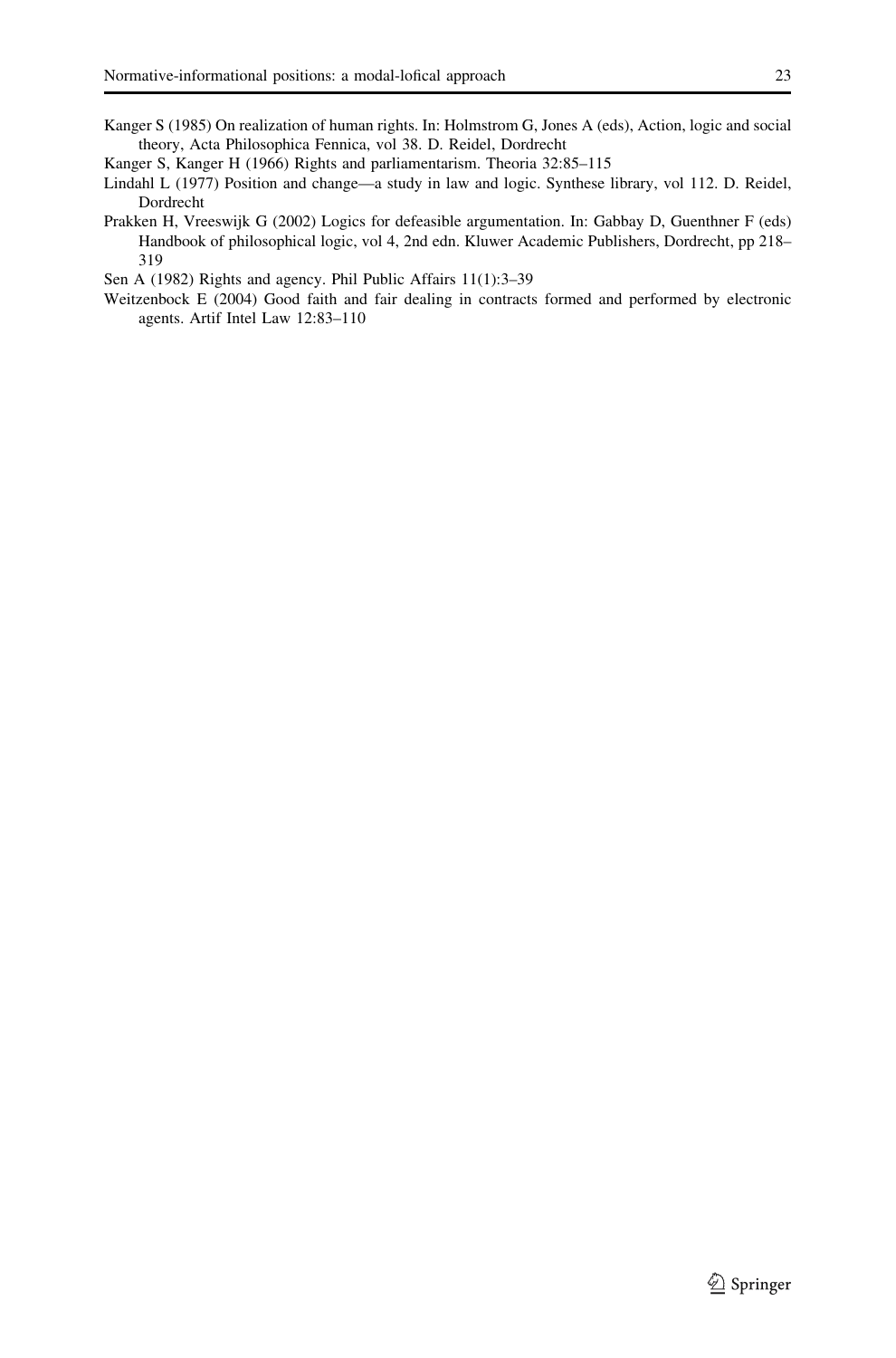Kanger S (1985) On realization of human rights. In: Holmstrom G, Jones A (eds), Action, logic and social theory, Acta Philosophica Fennica, vol 38. D. Reidel, Dordrecht

Kanger S, Kanger H (1966) Rights and parliamentarism. Theoria 32:85–115

Lindahl L (1977) Position and change—a study in law and logic. Synthese library, vol 112. D. Reidel, Dordrecht

Prakken H, Vreeswijk G (2002) Logics for defeasible argumentation. In: Gabbay D, Guenthner F (eds) Handbook of philosophical logic, vol 4, 2nd edn. Kluwer Academic Publishers, Dordrecht, pp 218–319

Sen A (1982) Rights and agency. Phil Public Affairs 11(1):3–39

Weitzenbock E (2004) Good faith and fair dealing in contracts formed and performed by electronic agents. Artif Intel Law 12:83–110